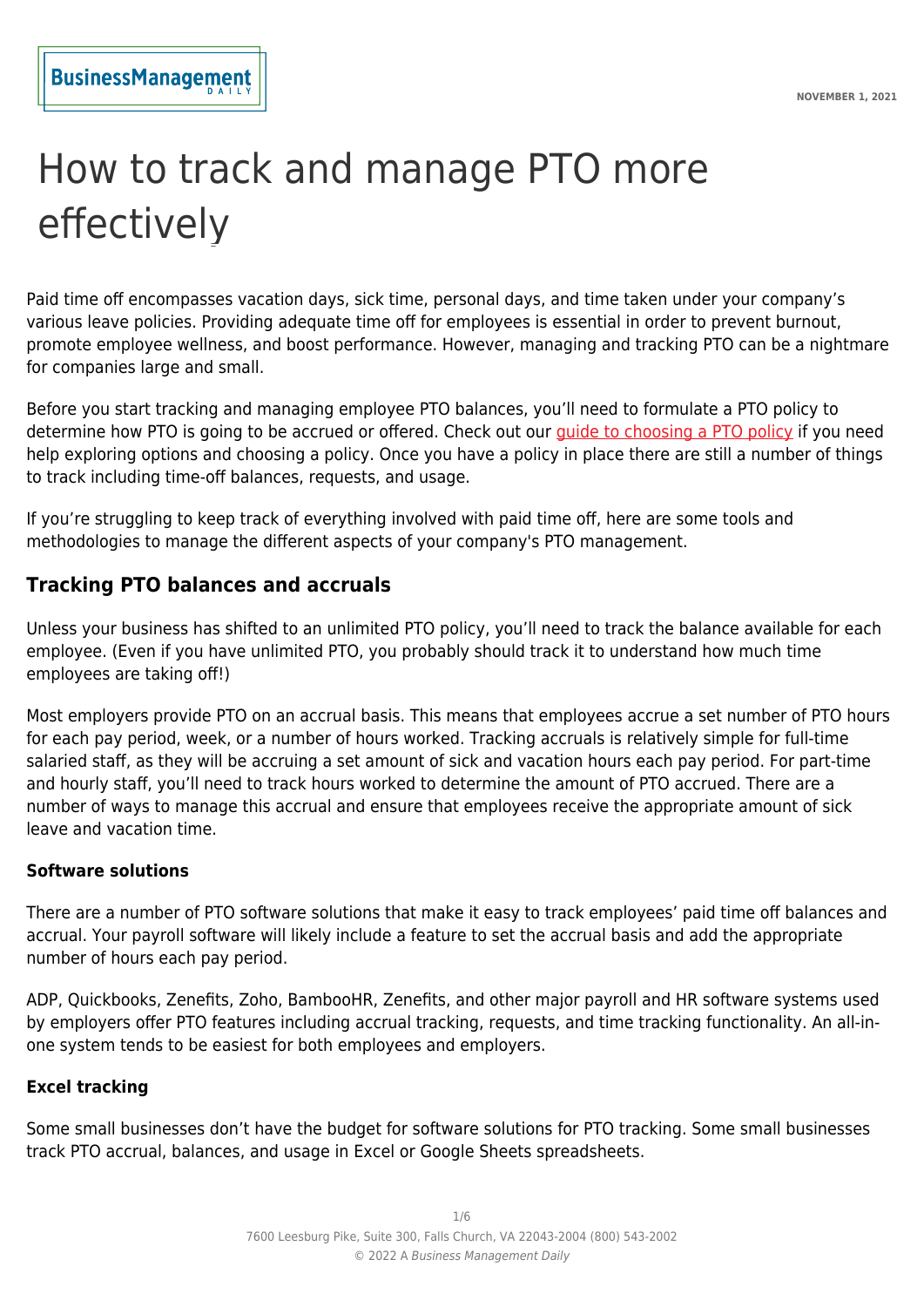# How to track and manage PTO more effectively

NOVEMBER 1, 2021

Paid time off encompasses vacation days, sick time, personal days, and time taken under your company's various leave policies. Providing adequate time off for employees is essential in order to prevent burnout, promote employee wellness, and boost performance. However, managing and tracking PTO can be a nightmare for companies large and small.

Before you start tracking and managing employee PTO balances, you'll need to formulate a PTO policy to determine how PTO is going to be accrued or offered. Check out our guide to choosing a PTO policy if you need help exploring options and choosing a policy. Once you have a policy in place there are still a number of things to track including time-off balances, requests, and usage.

If you're struggling to keep track of everything involved with paid time off, here are some tools and methodologies to manage the different aspects of your company's PTO management.

## Tracking PTO balances and accruals

Unless your business has shifted to an unlimited PTO policy, you'll need to track the balance available for each employee. (Even if you have unlimited PTO, you probably should track it to understand how much time employees are taking off!)

Most employers provide PTO on an accrual basis. This means that employees accrue a set number of PTO hours for each pay period, week, or a number of hours worked. Tracking accruals is relatively simple for full-time salaried staff, as they will be accruing a set amount of sick and vacation hours each pay period. For part-time and hourly staff, you'll need to track hours worked to determine the amount of PTO accrued. There are a number of ways to manage this accrual and ensure that employees receive the appropriate amount of sick leave and vacation time.

### Software solutions

There are a number of PTO software solutions that make it easy to track employees' paid time off balances and accrual. Your payroll software will likely include a feature to set the accrual basis and add the appropriate number of hours each pay period.

ADP, Quickbooks, Zenefits, Zoho, BambooHR, Zenefits, and other major payroll and HR software systems used by employers offer PTO features including accrual tracking, requests, and time tracking functionality. An all-in-one system tends to be easiest for both employees and employers.

### Excel tracking

Some small businesses don't have the budget for software solutions for PTO tracking. Some small businesses track PTO accrual, balances, and usage in Excel or Google Sheets spreadsheets.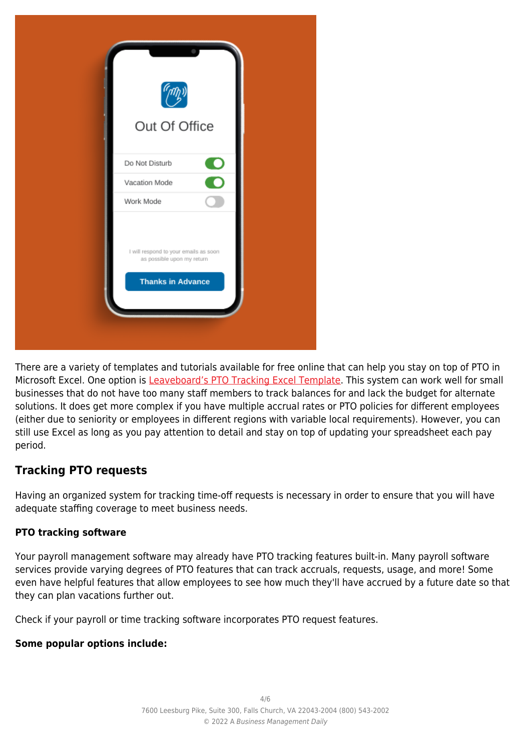There are a variety of templates and tutorials available for free online that can help you stay on top of PTO in Microsoft Excel. One option is Leaveboard's PTO Tracking Excel Template. This system can work well for small businesses that do not have too many staff members to track balances for and lack the budget for alternate solutions. It does get more complex if you have multiple accrual rates or PTO policies for different employees (either due to seniority or employees in different regions with variable local requirements). However, you can still use Excel as long as you pay attention to detail and stay on top of updating your spreadsheet each pay period.

## Tracking PTO requests

Having an organized system for tracking time-off requests is necessary in order to ensure that you will have adequate staffing coverage to meet business needs.

### PTO tracking software

Your payroll management software may already have PTO tracking features built-in. Many payroll software services provide varying degrees of PTO features that can track accruals, requests, usage, and more! Some even have helpful features that allow employees to see how much they'll have accrued by a future date so that they can plan vacations further out.

Check if your payroll or time tracking software incorporates PTO request features.

**Some popular options include:**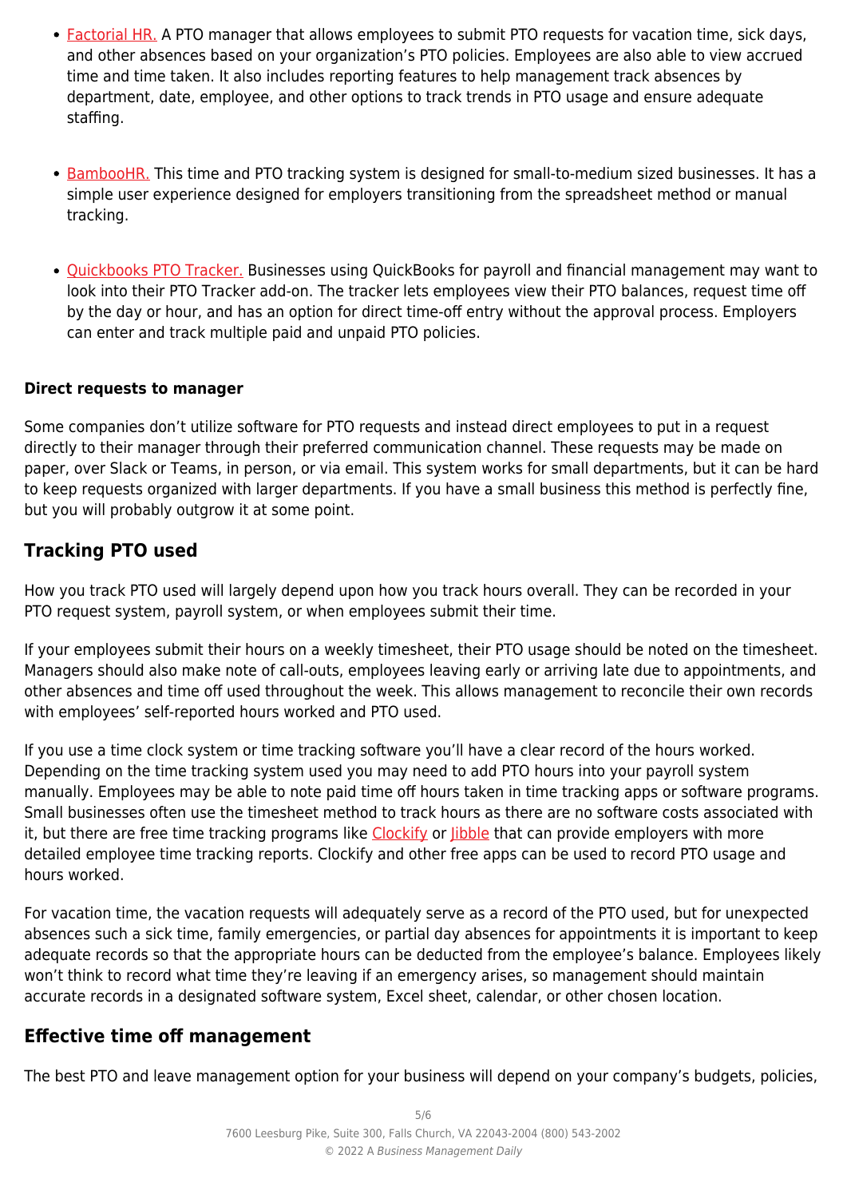- Factorial HR. A PTO manager that allows employees to submit PTO requests for vacation time, sick days, and other absences based on your organization's PTO policies. Employees are also able to view accrued time and time taken. It also includes reporting features to help management track absences by department, date, employee, and other options to track trends in PTO usage and ensure adequate staffing.

- BambooHR. This time and PTO tracking system is designed for small-to-medium sized businesses. It has a simple user experience designed for employers transitioning from the spreadsheet method or manual tracking.

- Quickbooks PTO Tracker. Businesses using QuickBooks for payroll and financial management may want to look into their PTO Tracker add-on. The tracker lets employees view their PTO balances, request time off by the day or hour, and has an option for direct time-off entry without the approval process. Employers can enter and track multiple paid and unpaid PTO policies.

**Direct requests to manager**

Some companies don't utilize software for PTO requests and instead direct employees to put in a request directly to their manager through their preferred communication channel. These requests may be made on paper, over Slack or Teams, in person, or via email. This system works for small departments, but it can be hard to keep requests organized with larger departments. If you have a small business this method is perfectly fine, but you will probably outgrow it at some point.

## Tracking PTO used

How you track PTO used will largely depend upon how you track hours overall. They can be recorded in your PTO request system, payroll system, or when employees submit their time.

If your employees submit their hours on a weekly timesheet, their PTO usage should be noted on the timesheet. Managers should also make note of call-outs, employees leaving early or arriving late due to appointments, and other absences and time off used throughout the week. This allows management to reconcile their own records with employees' self-reported hours worked and PTO used.

If you use a time clock system or time tracking software you'll have a clear record of the hours worked. Depending on the time tracking system used you may need to add PTO hours into your payroll system manually. Employees may be able to note paid time off hours taken in time tracking apps or software programs. Small businesses often use the timesheet method to track hours as there are no software costs associated with it, but there are free time tracking programs like Clockify or Jibble that can provide employers with more detailed employee time tracking reports. Clockify and other free apps can be used to record PTO usage and hours worked.

For vacation time, the vacation requests will adequately serve as a record of the PTO used, but for unexpected absences such a sick time, family emergencies, or partial day absences for appointments it is important to keep adequate records so that the appropriate hours can be deducted from the employee's balance. Employees likely won't think to record what time they're leaving if an emergency arises, so management should maintain accurate records in a designated software system, Excel sheet, calendar, or other chosen location.

## Effective time off management

The best PTO and leave management option for your business will depend on your company's budgets, policies,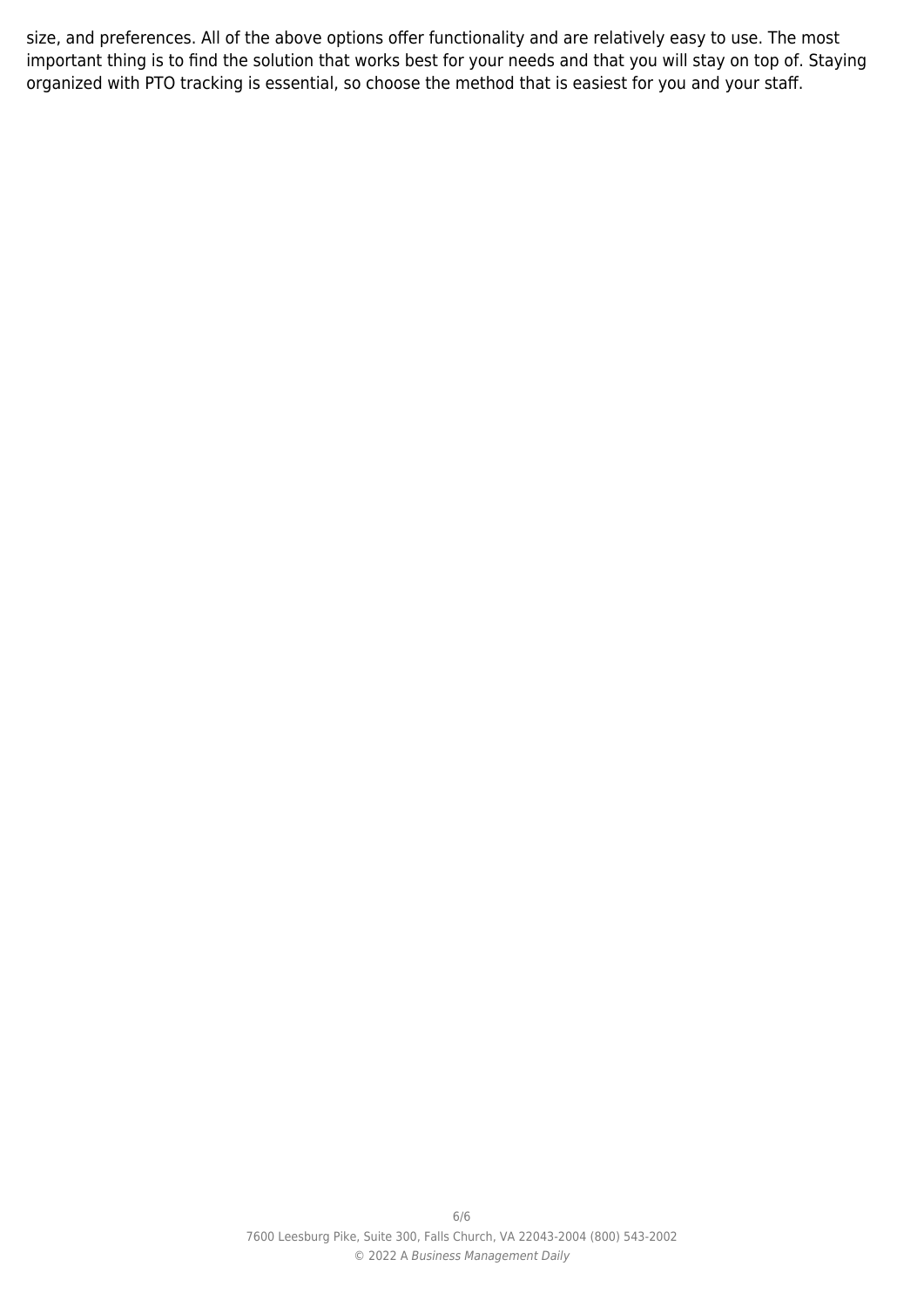size, and preferences. All of the above options offer functionality and are relatively easy to use. The most important thing is to find the solution that works best for your needs and that you will stay on top of. Staying organized with PTO tracking is essential, so choose the method that is easiest for you and your staff.